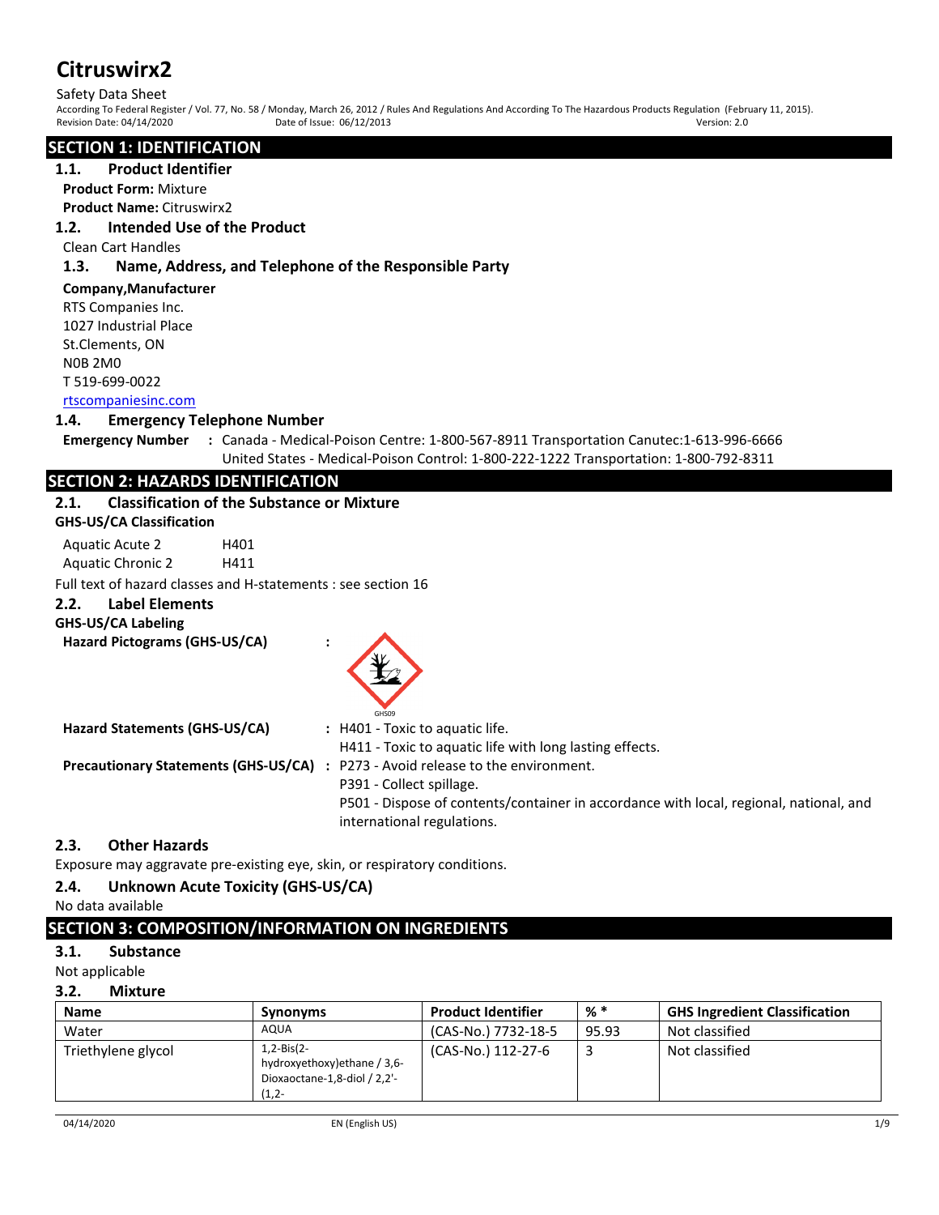# Citruswirx2

Safety Data Sheet

According To Federal Register / Vol. 77, No. 58 / Monday, March 26, 2012 / Rules And Regulations And According To The Hazardous Products Regulation (February 11, 2015).

Revision Date: 04/14/2020 Date of Issue: 06/12/2013 Version: 2.0

## SECTION 1: IDENTIFICATION

### 1.1. Product Identifier

**Product Form:** Mixture

**Product Name:** Citruswirx2

### 1.2. Intended Use of the Product

Clean Cart Handles

### 1.3. Name, Address, and Telephone of the Responsible Party

**Company,Manufacturer**

RTS Companies Inc.
1027 Industrial Place
St.Clements, ON
N0B 2M0
T 519-699-0022
rtscompaniesinc.com

### 1.4. Emergency Telephone Number

**Emergency Number** : Canada - Medical-Poison Centre: 1-800-567-8911 Transportation Canutec:1-613-996-6666
United States - Medical-Poison Control: 1-800-222-1222 Transportation: 1-800-792-8311

## SECTION 2: HAZARDS IDENTIFICATION

### 2.1. Classification of the Substance or Mixture

**GHS-US/CA Classification**

| | |
|---|---|
| Aquatic Acute 2 | H401 |
| Aquatic Chronic 2 | H411 |

Full text of hazard classes and H-statements : see section 16

### 2.2. Label Elements

**GHS-US/CA Labeling**

**Hazard Pictograms (GHS-US/CA)** :

GHS09

**Hazard Statements (GHS-US/CA)** : H401 - Toxic to aquatic life.
H411 - Toxic to aquatic life with long lasting effects.

**Precautionary Statements (GHS-US/CA)** : P273 - Avoid release to the environment.
P391 - Collect spillage.
P501 - Dispose of contents/container in accordance with local, regional, national, and international regulations.

### 2.3. Other Hazards

Exposure may aggravate pre-existing eye, skin, or respiratory conditions.

### 2.4. Unknown Acute Toxicity (GHS-US/CA)

No data available

## SECTION 3: COMPOSITION/INFORMATION ON INGREDIENTS

### 3.1. Substance

Not applicable

### 3.2. Mixture

| Name | Synonyms | Product Identifier | % * | GHS Ingredient Classification |
|---|---|---|---|---|
| Water | AQUA | (CAS-No.) 7732-18-5 | 95.93 | Not classified |
| Triethylene glycol | 1,2-Bis(2-hydroxyethoxy)ethane / 3,6-Dioxaoctane-1,8-diol / 2,2'-(1,2- | (CAS-No.) 112-27-6 | 3 | Not classified |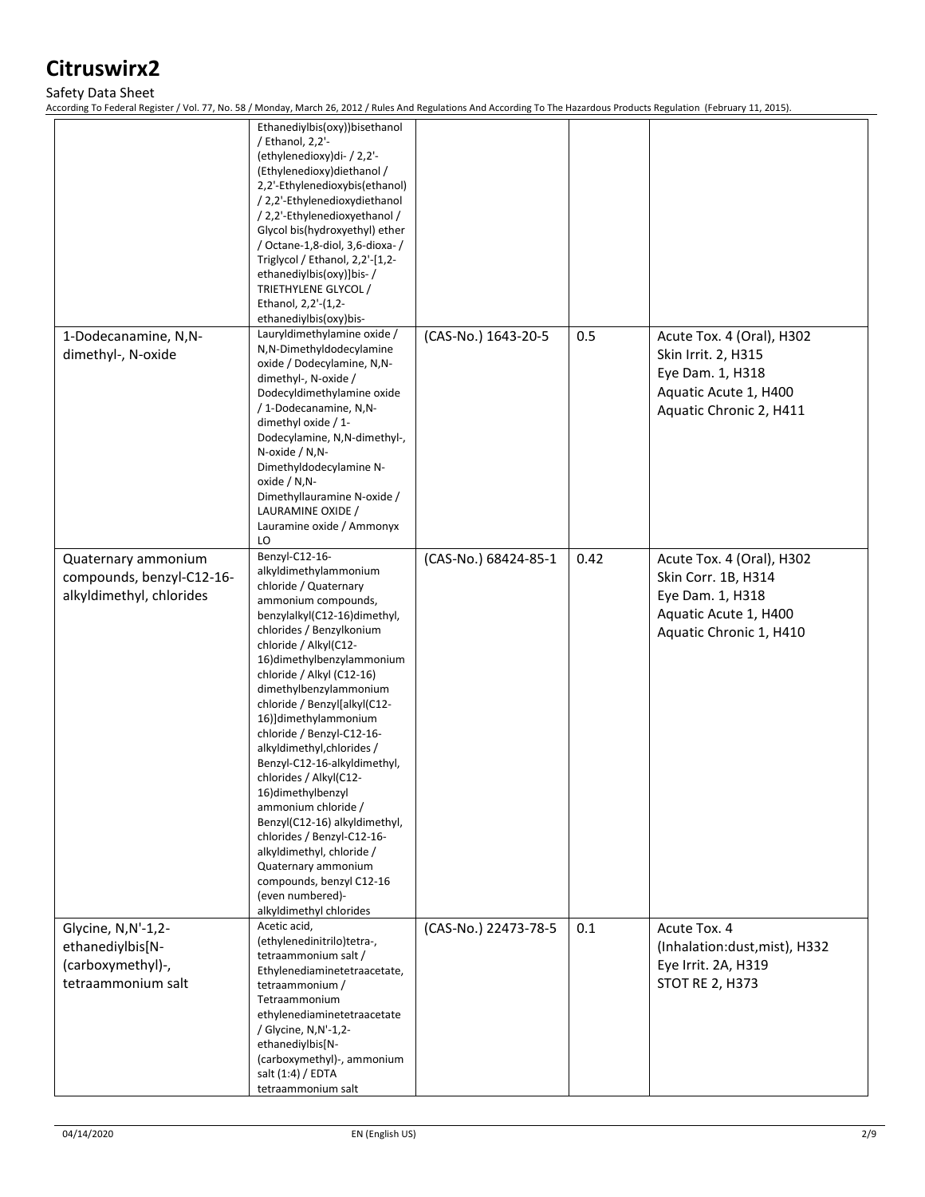# Citruswirx2

Safety Data Sheet

According To Federal Register / Vol. 77, No. 58 / Monday, March 26, 2012 / Rules And Regulations And According To The Hazardous Products Regulation (February 11, 2015).

| | | | | |
|---|---|---|---|---|
| | Ethanediylbis(oxy))bisethanol / Ethanol, 2,2'-(ethylenedioxy)di- / 2,2'-(Ethylenedioxy)diethanol / 2,2'-Ethylenedioxybis(ethanol) / 2,2'-Ethylenedioxydiethanol / 2,2'-Ethylenedioxyethanol / Glycol bis(hydroxyethyl) ether / Octane-1,8-diol, 3,6-dioxa- / Triglycol / Ethanol, 2,2'-[1,2-ethanediylbis(oxy)]bis- / TRIETHYLENE GLYCOL / Ethanol, 2,2'-(1,2-ethanediylbis(oxy)bis- | | | |
| 1-Dodecanamine, N,N-dimethyl-, N-oxide | Lauryldimethylamine oxide / N,N-Dimethyldodecylamine oxide / Dodecylamine, N,N-dimethyl-, N-oxide / Dodecyldimethylamine oxide / 1-Dodecanamine, N,N-dimethyl oxide / 1-Dodecylamine, N,N-dimethyl-, N-oxide / N,N-Dimethyldodecylamine N-oxide / N,N-Dimethyllauramine N-oxide / LAURAMINE OXIDE / Lauramine oxide / Ammonyx LO | (CAS-No.) 1643-20-5 | 0.5 | Acute Tox. 4 (Oral), H302<br>Skin Irrit. 2, H315<br>Eye Dam. 1, H318<br>Aquatic Acute 1, H400<br>Aquatic Chronic 2, H411 |
| Quaternary ammonium compounds, benzyl-C12-16-alkyldimethyl, chlorides | Benzyl-C12-16-alkyldimethylammonium chloride / Quaternary ammonium compounds, benzylalkyl(C12-16)dimethyl, chlorides / Benzylkonium chloride / Alkyl(C12-16)dimethylbenzylammonium chloride / Alkyl (C12-16) dimethylbenzylammonium chloride / Benzyl[alkyl(C12-16)]dimethylammonium chloride / Benzyl-C12-16-alkyldimethyl,chlorides / Benzyl-C12-16-alkyldimethyl, chlorides / Alkyl(C12-16)dimethylbenzyl ammonium chloride / Benzyl(C12-16) alkyldimethyl, chlorides / Benzyl-C12-16-alkyldimethyl, chloride / Quaternary ammonium compounds, benzyl C12-16 (even numbered)-alkyldimethyl chlorides | (CAS-No.) 68424-85-1 | 0.42 | Acute Tox. 4 (Oral), H302<br>Skin Corr. 1B, H314<br>Eye Dam. 1, H318<br>Aquatic Acute 1, H400<br>Aquatic Chronic 1, H410 |
| Glycine, N,N'-1,2-ethanediylbis[N-(carboxymethyl)-, tetraammonium salt | Acetic acid, (ethylenedinitrilo)tetra-, tetraammonium salt / Ethylenediaminetetraacetate, tetraammonium / Tetraammonium ethylenediaminetetraacetate / Glycine, N,N'-1,2-ethanediylbis[N-(carboxymethyl)-, ammonium salt (1:4) / EDTA tetraammonium salt | (CAS-No.) 22473-78-5 | 0.1 | Acute Tox. 4 (Inhalation:dust,mist), H332<br>Eye Irrit. 2A, H319<br>STOT RE 2, H373 |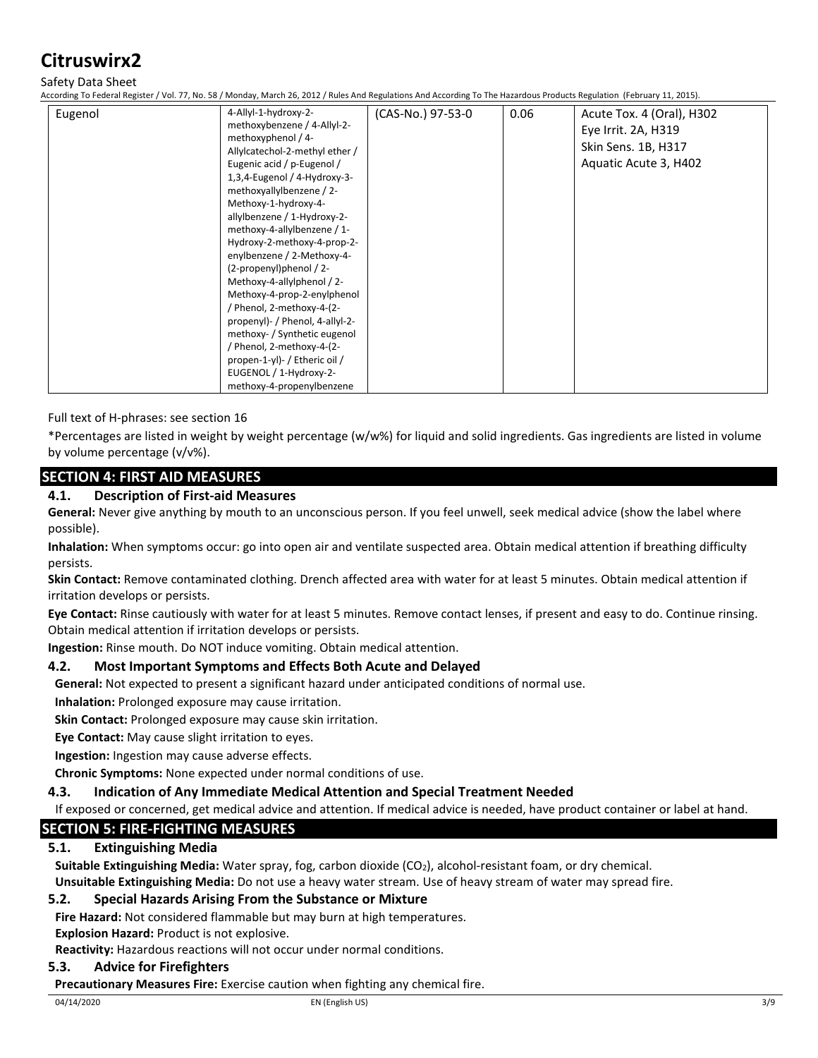| Eugenol | 4-Allyl-1-hydroxy-2-methoxybenzene / 4-Allyl-2-methoxyphenol / 4-Allylcatechol-2-methyl ether / Eugenic acid / p-Eugenol / 1,3,4-Eugenol / 4-Hydroxy-3-methoxyallylbenzene / 2-Methoxy-1-hydroxy-4-allylbenzene / 1-Hydroxy-2-methoxy-4-allylbenzene / 1-Hydroxy-2-methoxy-4-prop-2-enylbenzene / 2-Methoxy-4-(2-propenyl)phenol / 2-Methoxy-4-allylphenol / 2-Methoxy-4-prop-2-enylphenol / Phenol, 2-methoxy-4-(2-propenyl)- / Phenol, 4-allyl-2-methoxy- / Synthetic eugenol / Phenol, 2-methoxy-4-(2-propen-1-yl)- / Etheric oil / EUGENOL / 1-Hydroxy-2-methoxy-4-propenylbenzene | (CAS-No.) 97-53-0 | 0.06 | Acute Tox. 4 (Oral), H302<br>Eye Irrit. 2A, H319<br>Skin Sens. 1B, H317<br>Aquatic Acute 3, H402 |
|---|---|---|---|---|

Full text of H-phrases: see section 16

*Percentages are listed in weight by weight percentage (w/w%) for liquid and solid ingredients. Gas ingredients are listed in volume by volume percentage (v/v%).

## SECTION 4: FIRST AID MEASURES

### 4.1. Description of First-aid Measures

**General:** Never give anything by mouth to an unconscious person. If you feel unwell, seek medical advice (show the label where possible).

**Inhalation:** When symptoms occur: go into open air and ventilate suspected area. Obtain medical attention if breathing difficulty persists.

**Skin Contact:** Remove contaminated clothing. Drench affected area with water for at least 5 minutes. Obtain medical attention if irritation develops or persists.

**Eye Contact:** Rinse cautiously with water for at least 5 minutes. Remove contact lenses, if present and easy to do. Continue rinsing. Obtain medical attention if irritation develops or persists.

**Ingestion:** Rinse mouth. Do NOT induce vomiting. Obtain medical attention.

### 4.2. Most Important Symptoms and Effects Both Acute and Delayed

**General:** Not expected to present a significant hazard under anticipated conditions of normal use.

**Inhalation:** Prolonged exposure may cause irritation.

**Skin Contact:** Prolonged exposure may cause skin irritation.

**Eye Contact:** May cause slight irritation to eyes.

**Ingestion:** Ingestion may cause adverse effects.

**Chronic Symptoms:** None expected under normal conditions of use.

### 4.3. Indication of Any Immediate Medical Attention and Special Treatment Needed

If exposed or concerned, get medical advice and attention. If medical advice is needed, have product container or label at hand.

## SECTION 5: FIRE-FIGHTING MEASURES

### 5.1. Extinguishing Media

**Suitable Extinguishing Media:** Water spray, fog, carbon dioxide ($CO_2$), alcohol-resistant foam, or dry chemical.

**Unsuitable Extinguishing Media:** Do not use a heavy water stream. Use of heavy stream of water may spread fire.

### 5.2. Special Hazards Arising From the Substance or Mixture

**Fire Hazard:** Not considered flammable but may burn at high temperatures.

**Explosion Hazard:** Product is not explosive.

**Reactivity:** Hazardous reactions will not occur under normal conditions.

### 5.3. Advice for Firefighters

**Precautionary Measures Fire:** Exercise caution when fighting any chemical fire.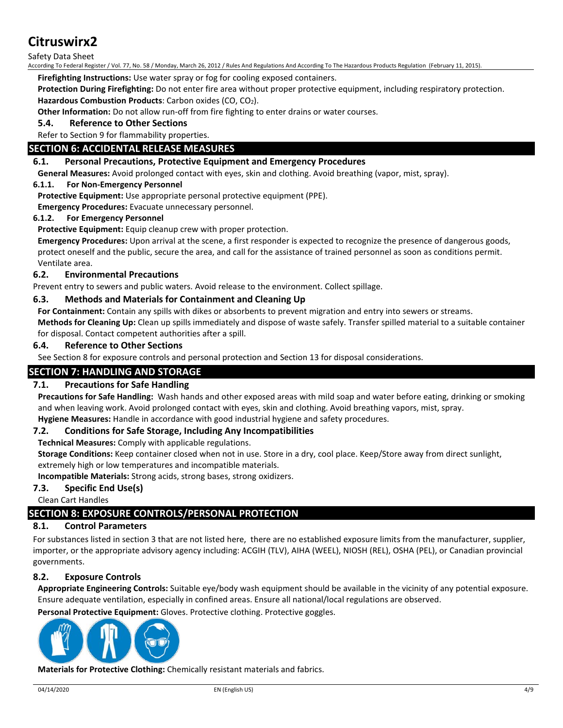**Firefighting Instructions:** Use water spray or fog for cooling exposed containers.

**Protection During Firefighting:** Do not enter fire area without proper protective equipment, including respiratory protection.

**Hazardous Combustion Products**: Carbon oxides (CO, $CO_2$).

**Other Information:** Do not allow run-off from fire fighting to enter drains or water courses.

### 5.4. Reference to Other Sections

Refer to Section 9 for flammability properties.

## SECTION 6: ACCIDENTAL RELEASE MEASURES

### 6.1. Personal Precautions, Protective Equipment and Emergency Procedures

**General Measures:** Avoid prolonged contact with eyes, skin and clothing. Avoid breathing (vapor, mist, spray).

#### 6.1.1. For Non-Emergency Personnel

**Protective Equipment:** Use appropriate personal protective equipment (PPE).

**Emergency Procedures:** Evacuate unnecessary personnel.

#### 6.1.2. For Emergency Personnel

**Protective Equipment:** Equip cleanup crew with proper protection.

**Emergency Procedures:** Upon arrival at the scene, a first responder is expected to recognize the presence of dangerous goods, protect oneself and the public, secure the area, and call for the assistance of trained personnel as soon as conditions permit. Ventilate area.

### 6.2. Environmental Precautions

Prevent entry to sewers and public waters. Avoid release to the environment. Collect spillage.

### 6.3. Methods and Materials for Containment and Cleaning Up

**For Containment:** Contain any spills with dikes or absorbents to prevent migration and entry into sewers or streams.

**Methods for Cleaning Up:** Clean up spills immediately and dispose of waste safely. Transfer spilled material to a suitable container for disposal. Contact competent authorities after a spill.

### 6.4. Reference to Other Sections

See Section 8 for exposure controls and personal protection and Section 13 for disposal considerations.

## SECTION 7: HANDLING AND STORAGE

### 7.1. Precautions for Safe Handling

**Precautions for Safe Handling:** Wash hands and other exposed areas with mild soap and water before eating, drinking or smoking and when leaving work. Avoid prolonged contact with eyes, skin and clothing. Avoid breathing vapors, mist, spray.

**Hygiene Measures:** Handle in accordance with good industrial hygiene and safety procedures.

### 7.2. Conditions for Safe Storage, Including Any Incompatibilities

**Technical Measures:** Comply with applicable regulations.

**Storage Conditions:** Keep container closed when not in use. Store in a dry, cool place. Keep/Store away from direct sunlight, extremely high or low temperatures and incompatible materials.

**Incompatible Materials:** Strong acids, strong bases, strong oxidizers.

### 7.3. Specific End Use(s)

Clean Cart Handles

## SECTION 8: EXPOSURE CONTROLS/PERSONAL PROTECTION

### 8.1. Control Parameters

For substances listed in section 3 that are not listed here, there are no established exposure limits from the manufacturer, supplier, importer, or the appropriate advisory agency including: ACGIH (TLV), AIHA (WEEL), NIOSH (REL), OSHA (PEL), or Canadian provincial governments.

### 8.2. Exposure Controls

**Appropriate Engineering Controls:** Suitable eye/body wash equipment should be available in the vicinity of any potential exposure. Ensure adequate ventilation, especially in confined areas. Ensure all national/local regulations are observed.

**Personal Protective Equipment:** Gloves. Protective clothing. Protective goggles.

**Materials for Protective Clothing:** Chemically resistant materials and fabrics.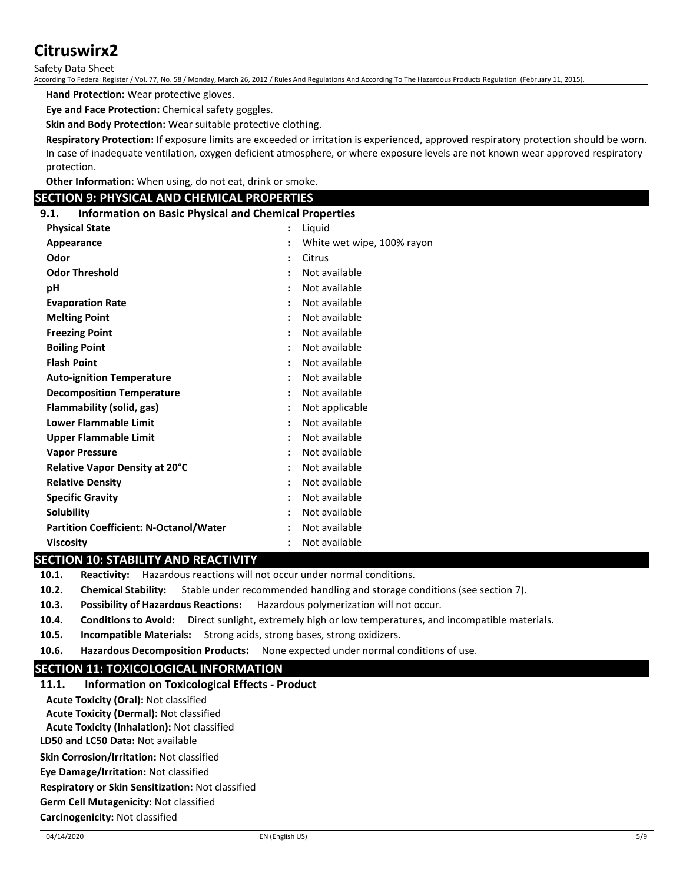**Hand Protection:** Wear protective gloves.

**Eye and Face Protection:** Chemical safety goggles.

**Skin and Body Protection:** Wear suitable protective clothing.

**Respiratory Protection:** If exposure limits are exceeded or irritation is experienced, approved respiratory protection should be worn. In case of inadequate ventilation, oxygen deficient atmosphere, or where exposure levels are not known wear approved respiratory protection.

**Other Information:** When using, do not eat, drink or smoke.

## SECTION 9: PHYSICAL AND CHEMICAL PROPERTIES

### 9.1. Information on Basic Physical and Chemical Properties

| | |
|---|---|
| **Physical State** | Liquid |
| **Appearance** | White wet wipe, 100% rayon |
| **Odor** | Citrus |
| **Odor Threshold** | Not available |
| **pH** | Not available |
| **Evaporation Rate** | Not available |
| **Melting Point** | Not available |
| **Freezing Point** | Not available |
| **Boiling Point** | Not available |
| **Flash Point** | Not available |
| **Auto-ignition Temperature** | Not available |
| **Decomposition Temperature** | Not available |
| **Flammability (solid, gas)** | Not applicable |
| **Lower Flammable Limit** | Not available |
| **Upper Flammable Limit** | Not available |
| **Vapor Pressure** | Not available |
| **Relative Vapor Density at 20°C** | Not available |
| **Relative Density** | Not available |
| **Specific Gravity** | Not available |
| **Solubility** | Not available |
| **Partition Coefficient: N-Octanol/Water** | Not available |
| **Viscosity** | Not available |

## SECTION 10: STABILITY AND REACTIVITY

**10.1. Reactivity:** Hazardous reactions will not occur under normal conditions.

**10.2. Chemical Stability:** Stable under recommended handling and storage conditions (see section 7).

**10.3. Possibility of Hazardous Reactions:** Hazardous polymerization will not occur.

**10.4. Conditions to Avoid:** Direct sunlight, extremely high or low temperatures, and incompatible materials.

**10.5. Incompatible Materials:** Strong acids, strong bases, strong oxidizers.

**10.6. Hazardous Decomposition Products:** None expected under normal conditions of use.

## SECTION 11: TOXICOLOGICAL INFORMATION

### 11.1. Information on Toxicological Effects - Product

**Acute Toxicity (Oral):** Not classified

**Acute Toxicity (Dermal):** Not classified

**Acute Toxicity (Inhalation):** Not classified

**LD50 and LC50 Data:** Not available

**Skin Corrosion/Irritation:** Not classified

**Eye Damage/Irritation:** Not classified

**Respiratory or Skin Sensitization:** Not classified

**Germ Cell Mutagenicity:** Not classified

**Carcinogenicity:** Not classified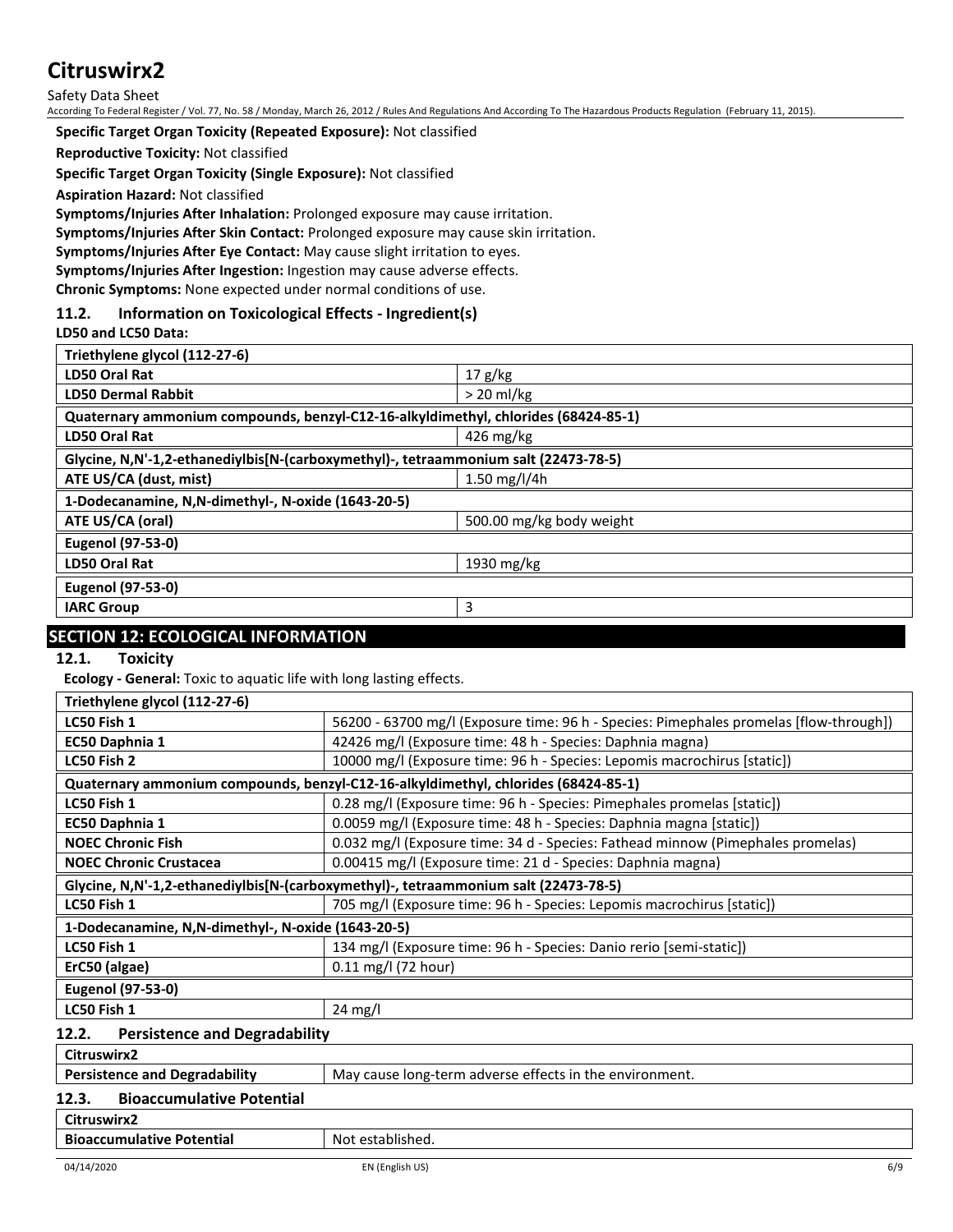**Specific Target Organ Toxicity (Repeated Exposure):** Not classified

**Reproductive Toxicity:** Not classified

**Specific Target Organ Toxicity (Single Exposure):** Not classified

**Aspiration Hazard:** Not classified

**Symptoms/Injuries After Inhalation:** Prolonged exposure may cause irritation.

**Symptoms/Injuries After Skin Contact:** Prolonged exposure may cause skin irritation.

**Symptoms/Injuries After Eye Contact:** May cause slight irritation to eyes.

**Symptoms/Injuries After Ingestion:** Ingestion may cause adverse effects.

**Chronic Symptoms:** None expected under normal conditions of use.

### 11.2. Information on Toxicological Effects - Ingredient(s)

**LD50 and LC50 Data:**

| Triethylene glycol (112-27-6) | |
|---|---|
| **LD50 Oral Rat** | 17 g/kg |
| **LD50 Dermal Rabbit** | > 20 ml/kg |
| **Quaternary ammonium compounds, benzyl-C12-16-alkyldimethyl, chlorides (68424-85-1)** | |
| **LD50 Oral Rat** | 426 mg/kg |
| **Glycine, N,N'-1,2-ethanediylbis[N-(carboxymethyl)-, tetraammonium salt (22473-78-5)** | |
| **ATE US/CA (dust, mist)** | 1.50 mg/l/4h |
| **1-Dodecanamine, N,N-dimethyl-, N-oxide (1643-20-5)** | |
| **ATE US/CA (oral)** | 500.00 mg/kg body weight |
| **Eugenol (97-53-0)** | |
| **LD50 Oral Rat** | 1930 mg/kg |
| **Eugenol (97-53-0)** | |
| **IARC Group** | 3 |

## SECTION 12: ECOLOGICAL INFORMATION

### 12.1. Toxicity

**Ecology - General:** Toxic to aquatic life with long lasting effects.

| Triethylene glycol (112-27-6) | |
|---|---|
| **LC50 Fish 1** | 56200 - 63700 mg/l (Exposure time: 96 h - Species: Pimephales promelas [flow-through]) |
| **EC50 Daphnia 1** | 42426 mg/l (Exposure time: 48 h - Species: Daphnia magna) |
| **LC50 Fish 2** | 10000 mg/l (Exposure time: 96 h - Species: Lepomis macrochirus [static]) |
| **Quaternary ammonium compounds, benzyl-C12-16-alkyldimethyl, chlorides (68424-85-1)** | |
| **LC50 Fish 1** | 0.28 mg/l (Exposure time: 96 h - Species: Pimephales promelas [static]) |
| **EC50 Daphnia 1** | 0.0059 mg/l (Exposure time: 48 h - Species: Daphnia magna [static]) |
| **NOEC Chronic Fish** | 0.032 mg/l (Exposure time: 34 d - Species: Fathead minnow (Pimephales promelas) |
| **NOEC Chronic Crustacea** | 0.00415 mg/l (Exposure time: 21 d - Species: Daphnia magna) |
| **Glycine, N,N'-1,2-ethanediylbis[N-(carboxymethyl)-, tetraammonium salt (22473-78-5)** | |
| **LC50 Fish 1** | 705 mg/l (Exposure time: 96 h - Species: Lepomis macrochirus [static]) |
| **1-Dodecanamine, N,N-dimethyl-, N-oxide (1643-20-5)** | |
| **LC50 Fish 1** | 134 mg/l (Exposure time: 96 h - Species: Danio rerio [semi-static]) |
| **ErC50 (algae)** | 0.11 mg/l (72 hour) |
| **Eugenol (97-53-0)** | |
| **LC50 Fish 1** | 24 mg/l |

### 12.2. Persistence and Degradability

| Citruswirx2 | |
|---|---|
| **Persistence and Degradability** | May cause long-term adverse effects in the environment. |

### 12.3. Bioaccumulative Potential

| Citruswirx2 | |
|---|---|
| **Bioaccumulative Potential** | Not established. |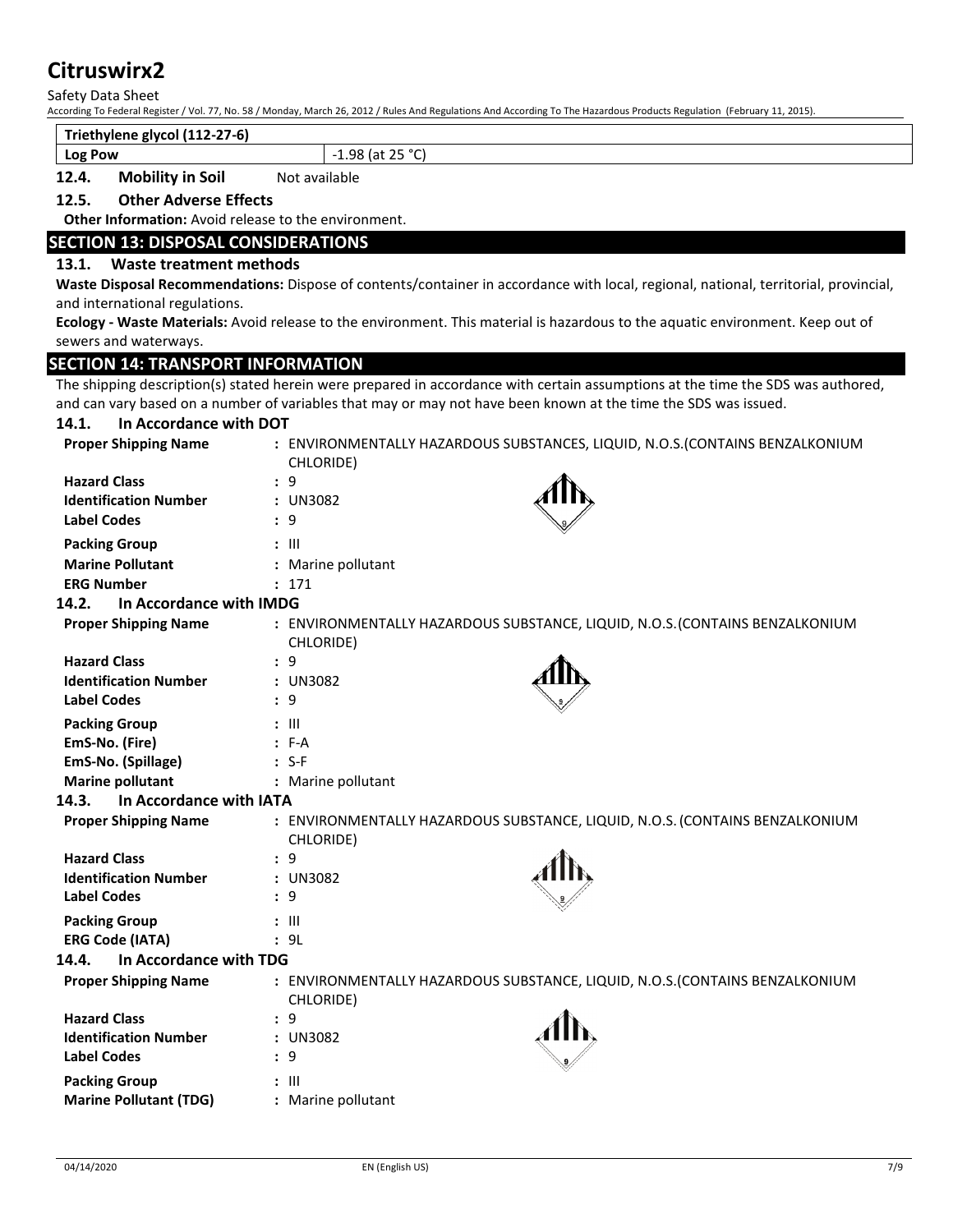| Triethylene glycol (112-27-6) | |
|---|---|
| Log Pow | -1.98 (at 25 °C) |

**12.4. Mobility in Soil** Not available

**12.5. Other Adverse Effects**

**Other Information:** Avoid release to the environment.

## SECTION 13: DISPOSAL CONSIDERATIONS

### 13.1. Waste treatment methods

**Waste Disposal Recommendations:** Dispose of contents/container in accordance with local, regional, national, territorial, provincial, and international regulations.

**Ecology - Waste Materials:** Avoid release to the environment. This material is hazardous to the aquatic environment. Keep out of sewers and waterways.

## SECTION 14: TRANSPORT INFORMATION

The shipping description(s) stated herein were prepared in accordance with certain assumptions at the time the SDS was authored, and can vary based on a number of variables that may or may not have been known at the time the SDS was issued.

### 14.1. In Accordance with DOT

**Proper Shipping Name** : ENVIRONMENTALLY HAZARDOUS SUBSTANCES, LIQUID, N.O.S.(CONTAINS BENZALKONIUM CHLORIDE)

**Hazard Class** : 9

**Identification Number** : UN3082

**Label Codes** : 9

**Packing Group** : III

**Marine Pollutant** : Marine pollutant

**ERG Number** : 171

### 14.2. In Accordance with IMDG

**Proper Shipping Name** : ENVIRONMENTALLY HAZARDOUS SUBSTANCE, LIQUID, N.O.S.(CONTAINS BENZALKONIUM CHLORIDE)

**Hazard Class** : 9

**Identification Number** : UN3082

**Label Codes** : 9

**Packing Group** : III

**EmS-No. (Fire)** : F-A

**EmS-No. (Spillage)** : S-F

**Marine pollutant** : Marine pollutant

### 14.3. In Accordance with IATA

**Proper Shipping Name** : ENVIRONMENTALLY HAZARDOUS SUBSTANCE, LIQUID, N.O.S. (CONTAINS BENZALKONIUM CHLORIDE)

**Hazard Class** : 9

**Identification Number** : UN3082

**Label Codes** : 9

**Packing Group** : III

**ERG Code (IATA)** : 9L

### 14.4. In Accordance with TDG

**Proper Shipping Name** : ENVIRONMENTALLY HAZARDOUS SUBSTANCE, LIQUID, N.O.S.(CONTAINS BENZALKONIUM CHLORIDE)

**Hazard Class** : 9

**Identification Number** : UN3082

**Label Codes** : 9

**Packing Group** : III

**Marine Pollutant (TDG)** : Marine pollutant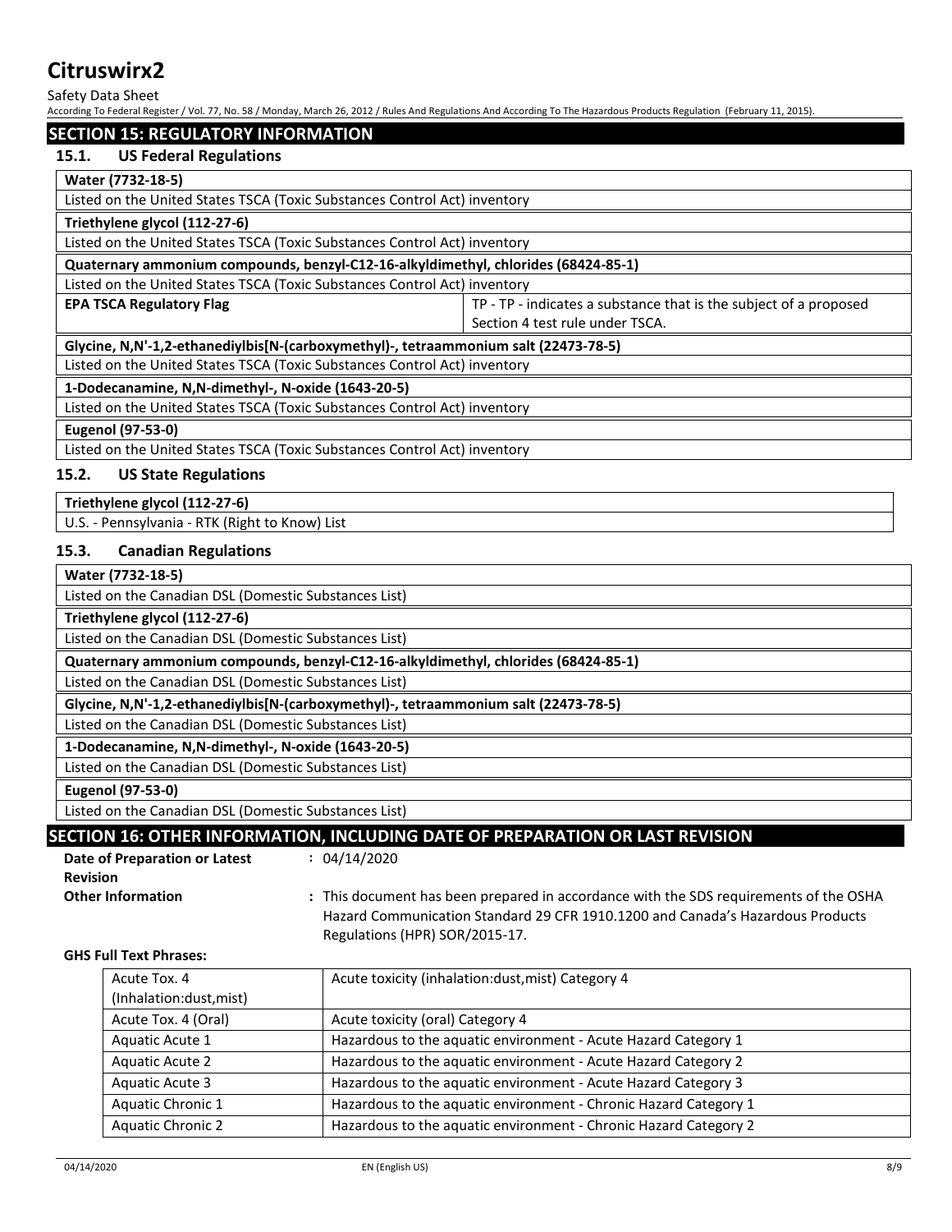## SECTION 15: REGULATORY INFORMATION

### 15.1. US Federal Regulations

**Water (7732-18-5)**

Listed on the United States TSCA (Toxic Substances Control Act) inventory

**Triethylene glycol (112-27-6)**

Listed on the United States TSCA (Toxic Substances Control Act) inventory

**Quaternary ammonium compounds, benzyl-C12-16-alkyldimethyl, chlorides (68424-85-1)**

Listed on the United States TSCA (Toxic Substances Control Act) inventory

| **EPA TSCA Regulatory Flag** | TP - TP - indicates a substance that is the subject of a proposed Section 4 test rule under TSCA. |
|---|---|

**Glycine, N,N'-1,2-ethanediylbis[N-(carboxymethyl)-, tetraammonium salt (22473-78-5)**

Listed on the United States TSCA (Toxic Substances Control Act) inventory

**1-Dodecanamine, N,N-dimethyl-, N-oxide (1643-20-5)**

Listed on the United States TSCA (Toxic Substances Control Act) inventory

**Eugenol (97-53-0)**

Listed on the United States TSCA (Toxic Substances Control Act) inventory

### 15.2. US State Regulations

**Triethylene glycol (112-27-6)**

U.S. - Pennsylvania - RTK (Right to Know) List

### 15.3. Canadian Regulations

**Water (7732-18-5)**

Listed on the Canadian DSL (Domestic Substances List)

**Triethylene glycol (112-27-6)**

Listed on the Canadian DSL (Domestic Substances List)

**Quaternary ammonium compounds, benzyl-C12-16-alkyldimethyl, chlorides (68424-85-1)**

Listed on the Canadian DSL (Domestic Substances List)

**Glycine, N,N'-1,2-ethanediylbis[N-(carboxymethyl)-, tetraammonium salt (22473-78-5)**

Listed on the Canadian DSL (Domestic Substances List)

**1-Dodecanamine, N,N-dimethyl-, N-oxide (1643-20-5)**

Listed on the Canadian DSL (Domestic Substances List)

**Eugenol (97-53-0)**

Listed on the Canadian DSL (Domestic Substances List)

## SECTION 16: OTHER INFORMATION, INCLUDING DATE OF PREPARATION OR LAST REVISION

**Date of Preparation or Latest Revision** : 04/14/2020

**Other Information** : This document has been prepared in accordance with the SDS requirements of the OSHA Hazard Communication Standard 29 CFR 1910.1200 and Canada's Hazardous Products Regulations (HPR) SOR/2015-17.

**GHS Full Text Phrases:**

| | |
|---|---|
| Acute Tox. 4 (Inhalation:dust,mist) | Acute toxicity (inhalation:dust,mist) Category 4 |
| Acute Tox. 4 (Oral) | Acute toxicity (oral) Category 4 |
| Aquatic Acute 1 | Hazardous to the aquatic environment - Acute Hazard Category 1 |
| Aquatic Acute 2 | Hazardous to the aquatic environment - Acute Hazard Category 2 |
| Aquatic Acute 3 | Hazardous to the aquatic environment - Acute Hazard Category 3 |
| Aquatic Chronic 1 | Hazardous to the aquatic environment - Chronic Hazard Category 1 |
| Aquatic Chronic 2 | Hazardous to the aquatic environment - Chronic Hazard Category 2 |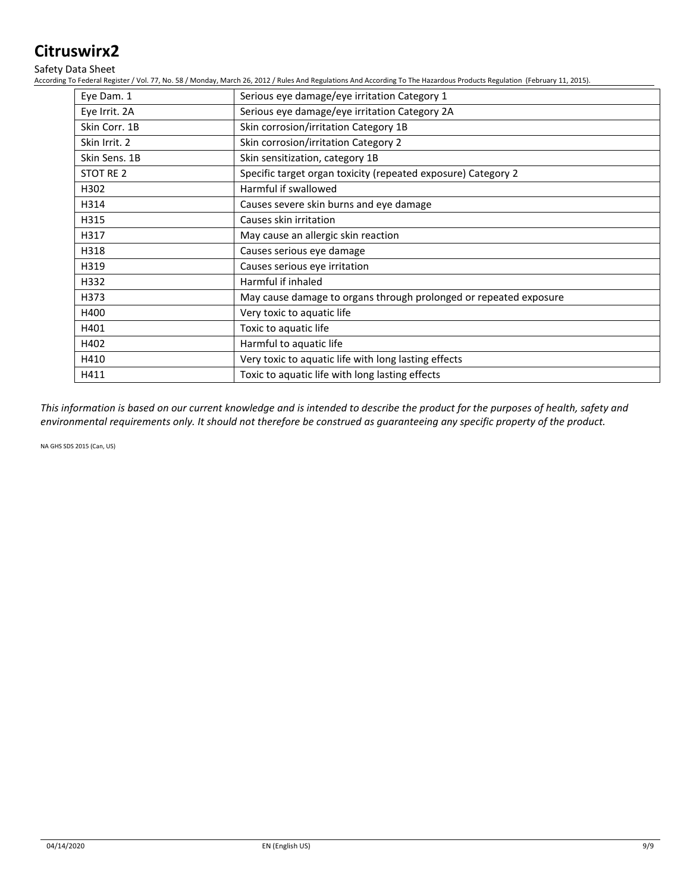| | |
|---|---|
| Eye Dam. 1 | Serious eye damage/eye irritation Category 1 |
| Eye Irrit. 2A | Serious eye damage/eye irritation Category 2A |
| Skin Corr. 1B | Skin corrosion/irritation Category 1B |
| Skin Irrit. 2 | Skin corrosion/irritation Category 2 |
| Skin Sens. 1B | Skin sensitization, category 1B |
| STOT RE 2 | Specific target organ toxicity (repeated exposure) Category 2 |
| H302 | Harmful if swallowed |
| H314 | Causes severe skin burns and eye damage |
| H315 | Causes skin irritation |
| H317 | May cause an allergic skin reaction |
| H318 | Causes serious eye damage |
| H319 | Causes serious eye irritation |
| H332 | Harmful if inhaled |
| H373 | May cause damage to organs through prolonged or repeated exposure |
| H400 | Very toxic to aquatic life |
| H401 | Toxic to aquatic life |
| H402 | Harmful to aquatic life |
| H410 | Very toxic to aquatic life with long lasting effects |
| H411 | Toxic to aquatic life with long lasting effects |

*This information is based on our current knowledge and is intended to describe the product for the purposes of health, safety and environmental requirements only. It should not therefore be construed as guaranteeing any specific property of the product.*

NA GHS SDS 2015 (Can, US)